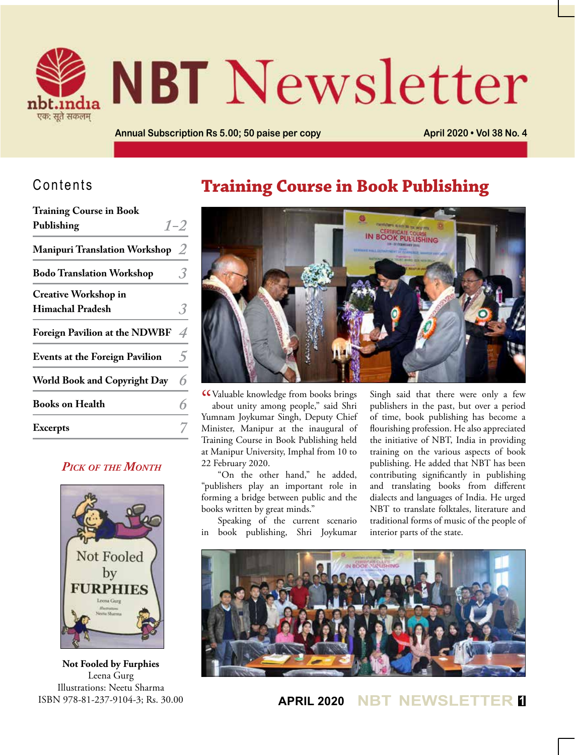# NBT Newsletter

nbt.india

एक: सूते सकलम्

Annual Subscription Rs 5.00; 50 paise per copy

April 2020 • Vol 38 No. 4

## Contents

| | |
|---|---|
| **Training Course in Book Publishing** | 1–2 |
| **Manipuri Translation Workshop** | 2 |
| **Bodo Translation Workshop** | 3 |
| **Creative Workshop in Himachal Pradesh** | 3 |
| **Foreign Pavilion at the NDWBF** | 4 |
| **Events at the Foreign Pavilion** | 5 |
| **World Book and Copyright Day** | 6 |
| **Books on Health** | 6 |
| **Excerpts** | 7 |

### *Pick of the Month*

**Not Fooled by Furphies**
Leena Gurg
Illustrations: Neetu Sharma
ISBN 978-81-237-9104-3; Rs. 30.00

# Training Course in Book Publishing

"Valuable knowledge from books brings about unity among people," said Shri Yumnam Joykumar Singh, Deputy Chief Minister, Manipur at the inaugural of Training Course in Book Publishing held at Manipur University, Imphal from 10 to 22 February 2020.

"On the other hand," he added, "publishers play an important role in forming a bridge between public and the books written by great minds."

Speaking of the current scenario in book publishing, Shri Joykumar Singh said that there were only a few publishers in the past, but over a period of time, book publishing has become a flourishing profession. He also appreciated the initiative of NBT, India in providing training on the various aspects of book publishing. He added that NBT has been contributing significantly in publishing and translating books from different dialects and languages of India. He urged NBT to translate folktales, literature and traditional forms of music of the people of interior parts of the state.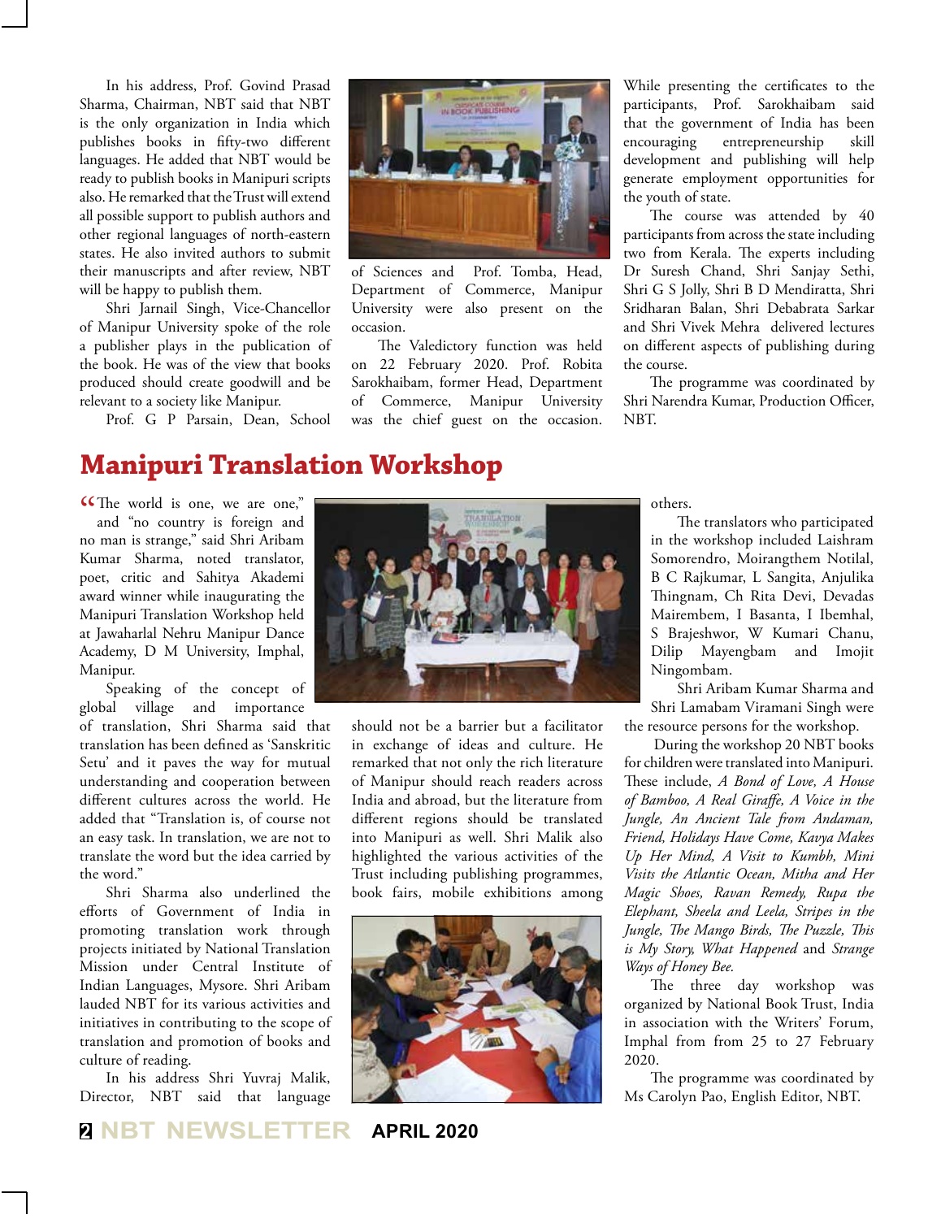In his address, Prof. Govind Prasad Sharma, Chairman, NBT said that NBT is the only organization in India which publishes books in fifty-two different languages. He added that NBT would be ready to publish books in Manipuri scripts also. He remarked that the Trust will extend all possible support to publish authors and other regional languages of north-eastern states. He also invited authors to submit their manuscripts and after review, NBT will be happy to publish them.

Shri Jarnail Singh, Vice-Chancellor of Manipur University spoke of the role a publisher plays in the publication of the book. He was of the view that books produced should create goodwill and be relevant to a society like Manipur.

Prof. G P Parsain, Dean, School of Sciences and Prof. Tomba, Head, Department of Commerce, Manipur University were also present on the occasion.

The Valedictory function was held on 22 February 2020. Prof. Robita Sarokhaibam, former Head, Department of Commerce, Manipur University was the chief guest on the occasion. While presenting the certificates to the participants, Prof. Sarokhaibam said that the government of India has been encouraging entrepreneurship skill development and publishing will help generate employment opportunities for the youth of state.

The course was attended by 40 participants from across the state including two from Kerala. The experts including Dr Suresh Chand, Shri Sanjay Sethi, Shri G S Jolly, Shri B D Mendiratta, Shri Sridharan Balan, Shri Debabrata Sarkar and Shri Vivek Mehra delivered lectures on different aspects of publishing during the course.

The programme was coordinated by Shri Narendra Kumar, Production Officer, NBT.

## Manipuri Translation Workshop

"The world is one, we are one," and "no country is foreign and no man is strange," said Shri Aribam Kumar Sharma, noted translator, poet, critic and Sahitya Akademi award winner while inaugurating the Manipuri Translation Workshop held at Jawaharlal Nehru Manipur Dance Academy, D M University, Imphal, Manipur.

Speaking of the concept of global village and importance of translation, Shri Sharma said that translation has been defined as 'Sanskritic Setu' and it paves the way for mutual understanding and cooperation between different cultures across the world. He added that "Translation is, of course not an easy task. In translation, we are not to translate the word but the idea carried by the word."

Shri Sharma also underlined the efforts of Government of India in promoting translation work through projects initiated by National Translation Mission under Central Institute of Indian Languages, Mysore. Shri Aribam lauded NBT for its various activities and initiatives in contributing to the scope of translation and promotion of books and culture of reading.

In his address Shri Yuvraj Malik, Director, NBT said that language should not be a barrier but a facilitator in exchange of ideas and culture. He remarked that not only the rich literature of Manipur should reach readers across India and abroad, but the literature from different regions should be translated into Manipuri as well. Shri Malik also highlighted the various activities of the Trust including publishing programmes, book fairs, mobile exhibitions among others.

The translators who participated in the workshop included Laishram Somorendro, Moirangthem Notilal, B C Rajkumar, L Sangita, Anjulika Thingnam, Ch Rita Devi, Devadas Mairembem, I Basanta, I Ibemhal, S Brajeshwor, W Kumari Chanu, Dilip Mayengbam and Imojit Ningombam.

Shri Aribam Kumar Sharma and Shri Lamabam Viramani Singh were the resource persons for the workshop.

During the workshop 20 NBT books for children were translated into Manipuri. These include, *A Bond of Love, A House of Bamboo, A Real Giraffe, A Voice in the Jungle, An Ancient Tale from Andaman, Friend, Holidays Have Come, Kavya Makes Up Her Mind, A Visit to Kumbh, Mini Visits the Atlantic Ocean, Mitha and Her Magic Shoes, Ravan Remedy, Rupa the Elephant, Sheela and Leela, Stripes in the Jungle, The Mango Birds, The Puzzle, This is My Story, What Happened* and *Strange Ways of Honey Bee.*

The three day workshop was organized by National Book Trust, India in association with the Writers' Forum, Imphal from from 25 to 27 February 2020.

The programme was coordinated by Ms Carolyn Pao, English Editor, NBT.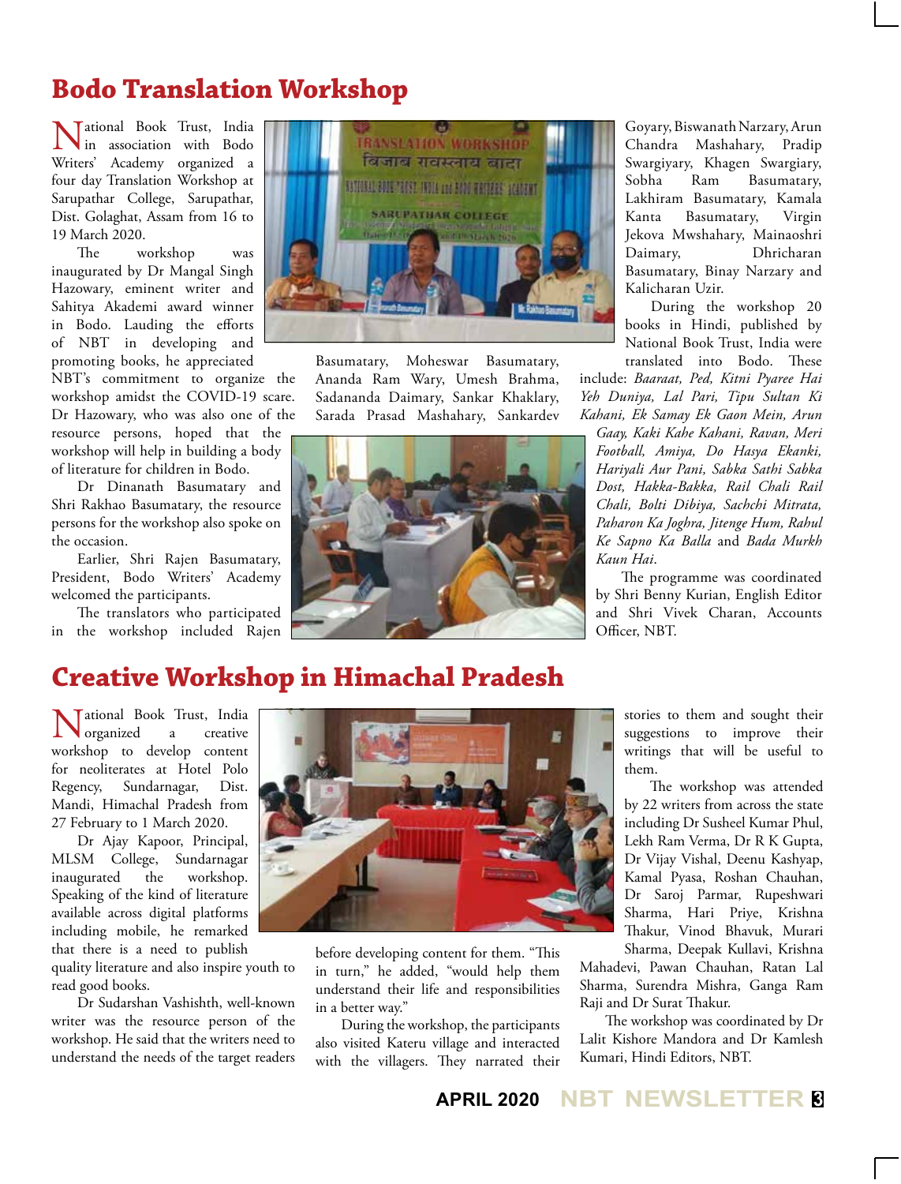## Bodo Translation Workshop

National Book Trust, India in association with Bodo Writers' Academy organized a four day Translation Workshop at Sarupathar College, Sarupathar, Dist. Golaghat, Assam from 16 to 19 March 2020.

The workshop was inaugurated by Dr Mangal Singh Hazowary, eminent writer and Sahitya Akademi award winner in Bodo. Lauding the efforts of NBT in developing and promoting books, he appreciated NBT's commitment to organize the workshop amidst the COVID-19 scare. Dr Hazowary, who was also one of the resource persons, hoped that the workshop will help in building a body of literature for children in Bodo.

Dr Dinanath Basumatary and Shri Rakhao Basumatary, the resource persons for the workshop also spoke on the occasion.

Earlier, Shri Rajen Basumatary, President, Bodo Writers' Academy welcomed the participants.

The translators who participated in the workshop included Rajen Basumatary, Moheswar Basumatary, Ananda Ram Wary, Umesh Brahma, Sadananda Daimary, Sankar Khaklary, Sarada Prasad Mashahary, Sankardev Goyary, Biswanath Narzary, Arun Chandra Mashahary, Pradip Swargiyary, Khagen Swargiary, Sobha Ram Basumatary, Lakhiram Basumatary, Kamala Kanta Basumatary, Virgin Jekova Mwshahary, Mainaoshri Daimary, Dhricharan Basumatary, Binay Narzary and Kalicharan Uzir.

During the workshop 20 books in Hindi, published by National Book Trust, India were translated into Bodo. These include: *Baaraat, Ped, Kitni Pyaree Hai Yeh Duniya, Lal Pari, Tipu Sultan Ki Kahani, Ek Samay Ek Gaon Mein, Arun Gaay, Kaki Kahe Kahani, Ravan, Meri Football, Amiya, Do Hasya Ekanki, Hariyali Aur Pani, Sabka Sathi Sabka Dost, Hakka-Bakka, Rail Chali Rail Chali, Bolti Dibiya, Sachchi Mitrata, Paharon Ka Joghra, Jitenge Hum, Rahul Ke Sapno Ka Balla* and *Bada Murkh Kaun Hai*.

The programme was coordinated by Shri Benny Kurian, English Editor and Shri Vivek Charan, Accounts Officer, NBT.

## Creative Workshop in Himachal Pradesh

National Book Trust, India organized a creative workshop to develop content for neoliterates at Hotel Polo Regency, Sundarnagar, Dist. Mandi, Himachal Pradesh from 27 February to 1 March 2020.

Dr Ajay Kapoor, Principal, MLSM College, Sundarnagar inaugurated the workshop. Speaking of the kind of literature available across digital platforms including mobile, he remarked that there is a need to publish quality literature and also inspire youth to read good books.

Dr Sudarshan Vashishth, well-known writer was the resource person of the workshop. He said that the writers need to understand the needs of the target readers before developing content for them. "This in turn," he added, "would help them understand their life and responsibilities in a better way."

During the workshop, the participants also visited Kateru village and interacted with the villagers. They narrated their stories to them and sought their suggestions to improve their writings that will be useful to them.

The workshop was attended by 22 writers from across the state including Dr Susheel Kumar Phul, Lekh Ram Verma, Dr R K Gupta, Dr Vijay Vishal, Deenu Kashyap, Kamal Pyasa, Roshan Chauhan, Dr Saroj Parmar, Rupeshwari Sharma, Hari Priye, Krishna Thakur, Vinod Bhavuk, Murari Sharma, Deepak Kullavi, Krishna Mahadevi, Pawan Chauhan, Ratan Lal Sharma, Surendra Mishra, Ganga Ram Raji and Dr Surat Thakur.

The workshop was coordinated by Dr Lalit Kishore Mandora and Dr Kamlesh Kumari, Hindi Editors, NBT.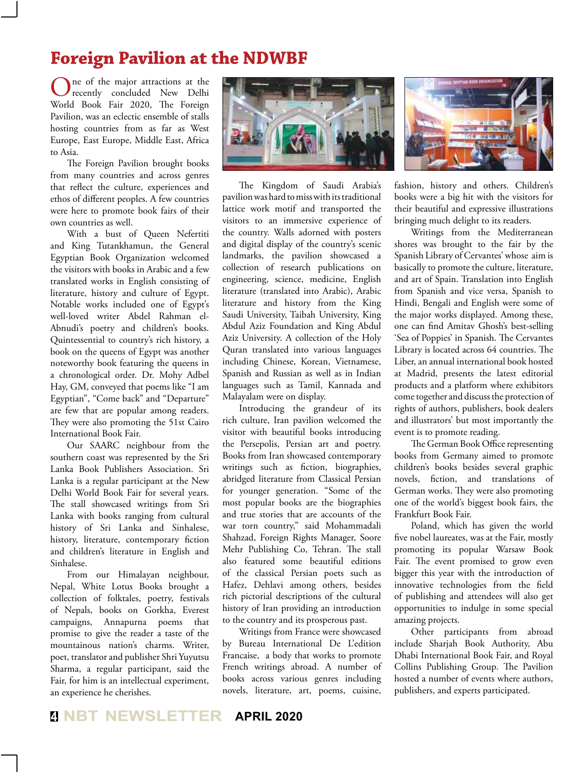# Foreign Pavilion at the NDWBF

One of the major attractions at the recently concluded New Delhi World Book Fair 2020, The Foreign Pavilion, was an eclectic ensemble of stalls hosting countries from as far as West Europe, East Europe, Middle East, Africa to Asia.

The Foreign Pavilion brought books from many countries and across genres that reflect the culture, experiences and ethos of different peoples. A few countries were here to promote book fairs of their own countries as well.

With a bust of Queen Nefertiti and King Tutankhamun, the General Egyptian Book Organization welcomed the visitors with books in Arabic and a few translated works in English consisting of literature, history and culture of Egypt. Notable works included one of Egypt's well-loved writer Abdel Rahman el-Abnudi's poetry and children's books. Quintessential to country's rich history, a book on the queens of Egypt was another noteworthy book featuring the queens in a chronological order. Dr. Mohy Adbel Hay, GM, conveyed that poems like "I am Egyptian", "Come back" and "Departure" are few that are popular among readers. They were also promoting the 51st Cairo International Book Fair.

Our SAARC neighbour from the southern coast was represented by the Sri Lanka Book Publishers Association. Sri Lanka is a regular participant at the New Delhi World Book Fair for several years. The stall showcased writings from Sri Lanka with books ranging from cultural history of Sri Lanka and Sinhalese, history, literature, contemporary fiction and children's literature in English and Sinhalese.

From our Himalayan neighbour, Nepal, White Lotus Books brought a collection of folktales, poetry, festivals of Nepals, books on Gorkha, Everest campaigns, Annapurna poems that promise to give the reader a taste of the mountainous nation's charms. Writer, poet, translator and publisher Shri Yuyutsu Sharma, a regular participant, said the Fair, for him is an intellectual experiment, an experience he cherishes.

The Kingdom of Saudi Arabia's pavilion was hard to miss with its traditional lattice work motif and transported the visitors to an immersive experience of the country. Walls adorned with posters and digital display of the country's scenic landmarks, the pavilion showcased a collection of research publications on engineering, science, medicine, English literature (translated into Arabic), Arabic literature and history from the King Saudi University, Taibah University, King Abdul Aziz Foundation and King Abdul Aziz University. A collection of the Holy Quran translated into various languages including Chinese, Korean, Vietnamese, Spanish and Russian as well as in Indian languages such as Tamil, Kannada and Malayalam were on display.

Introducing the grandeur of its rich culture, Iran pavilion welcomed the visitor with beautiful books introducing the Persepolis, Persian art and poetry. Books from Iran showcased contemporary writings such as fiction, biographies, abridged literature from Classical Persian for younger generation. "Some of the most popular books are the biographies and true stories that are accounts of the war torn country," said Mohammadali Shahzad, Foreign Rights Manager, Soore Mehr Publishing Co, Tehran. The stall also featured some beautiful editions of the classical Persian poets such as Hafez, Dehlavi among others, besides rich pictorial descriptions of the cultural history of Iran providing an introduction to the country and its prosperous past.

Writings from France were showcased by Bureau International De L'edition Francaise, a body that works to promote French writings abroad. A number of books across various genres including novels, literature, art, poems, cuisine, fashion, history and others. Children's books were a big hit with the visitors for their beautiful and expressive illustrations bringing much delight to its readers.

Writings from the Mediterranean shores was brought to the fair by the Spanish Library of Cervantes' whose aim is basically to promote the culture, literature, and art of Spain. Translation into English from Spanish and vice versa, Spanish to Hindi, Bengali and English were some of the major works displayed. Among these, one can find Amitav Ghosh's best-selling 'Sea of Poppies' in Spanish. The Cervantes Library is located across 64 countries. The Liber, an annual international book hosted at Madrid, presents the latest editorial products and a platform where exhibitors come together and discuss the protection of rights of authors, publishers, book dealers and illustrators' but most importantly the event is to promote reading.

The German Book Office representing books from Germany aimed to promote children's books besides several graphic novels, fiction, and translations of German works. They were also promoting one of the world's biggest book fairs, the Frankfurt Book Fair.

Poland, which has given the world five nobel laureates, was at the Fair, mostly promoting its popular Warsaw Book Fair. The event promised to grow even bigger this year with the introduction of innovative technologies from the field of publishing and attendees will also get opportunities to indulge in some special amazing projects.

Other participants from abroad include Sharjah Book Authority, Abu Dhabi International Book Fair, and Royal Collins Publishing Group. The Pavilion hosted a number of events where authors, publishers, and experts participated.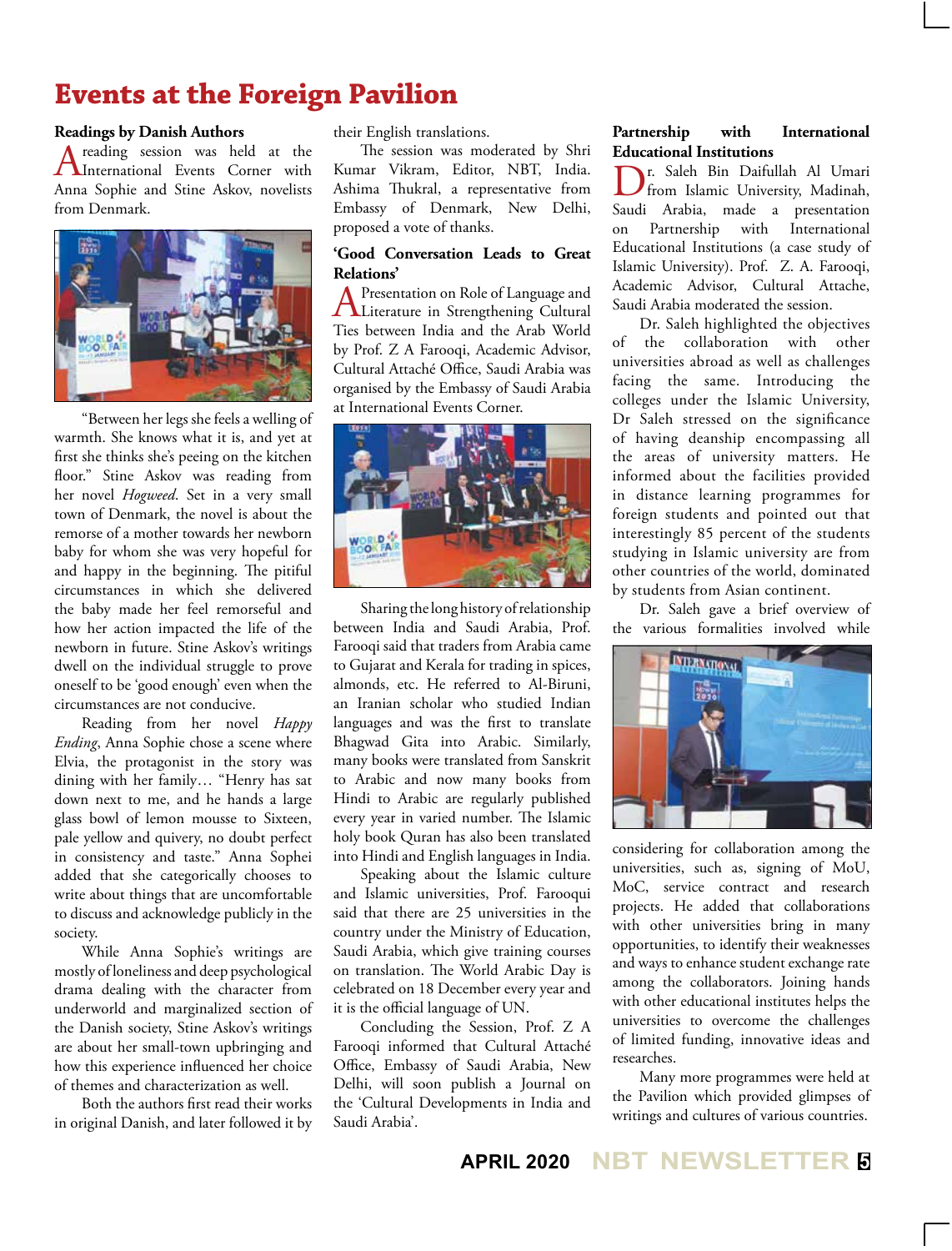# Events at the Foreign Pavilion

## Readings by Danish Authors

A reading session was held at the International Events Corner with Anna Sophie and Stine Askov, novelists from Denmark.

"Between her legs she feels a welling of warmth. She knows what it is, and yet at first she thinks she's peeing on the kitchen floor." Stine Askov was reading from her novel *Hogweed*. Set in a very small town of Denmark, the novel is about the remorse of a mother towards her newborn baby for whom she was very hopeful for and happy in the beginning. The pitiful circumstances in which she delivered the baby made her feel remorseful and how her action impacted the life of the newborn in future. Stine Askov's writings dwell on the individual struggle to prove oneself to be 'good enough' even when the circumstances are not conducive.

Reading from her novel *Happy Ending*, Anna Sophie chose a scene where Elvia, the protagonist in the story was dining with her family… "Henry has sat down next to me, and he hands a large glass bowl of lemon mousse to Sixteen, pale yellow and quivery, no doubt perfect in consistency and taste." Anna Sophei added that she categorically chooses to write about things that are uncomfortable to discuss and acknowledge publicly in the society.

While Anna Sophie's writings are mostly of loneliness and deep psychological drama dealing with the character from underworld and marginalized section of the Danish society, Stine Askov's writings are about her small-town upbringing and how this experience influenced her choice of themes and characterization as well.

Both the authors first read their works in original Danish, and later followed it by their English translations.

The session was moderated by Shri Kumar Vikram, Editor, NBT, India. Ashima Thukral, a representative from Embassy of Denmark, New Delhi, proposed a vote of thanks.

## 'Good Conversation Leads to Great Relations'

A Presentation on Role of Language and Literature in Strengthening Cultural Ties between India and the Arab World by Prof. Z A Farooqi, Academic Advisor, Cultural Attaché Office, Saudi Arabia was organised by the Embassy of Saudi Arabia at International Events Corner.

Sharing the long history of relationship between India and Saudi Arabia, Prof. Farooqi said that traders from Arabia came to Gujarat and Kerala for trading in spices, almonds, etc. He referred to Al-Biruni, an Iranian scholar who studied Indian languages and was the first to translate Bhagwad Gita into Arabic. Similarly, many books were translated from Sanskrit to Arabic and now many books from Hindi to Arabic are regularly published every year in varied number. The Islamic holy book Quran has also been translated into Hindi and English languages in India.

Speaking about the Islamic culture and Islamic universities, Prof. Farooqui said that there are 25 universities in the country under the Ministry of Education, Saudi Arabia, which give training courses on translation. The World Arabic Day is celebrated on 18 December every year and it is the official language of UN.

Concluding the Session, Prof. Z A Farooqi informed that Cultural Attaché Office, Embassy of Saudi Arabia, New Delhi, will soon publish a Journal on the 'Cultural Developments in India and Saudi Arabia'.

## Partnership with International Educational Institutions

Dr. Saleh Bin Daifullah Al Umari from Islamic University, Madinah, Saudi Arabia, made a presentation on Partnership with International Educational Institutions (a case study of Islamic University). Prof. Z. A. Farooqi, Academic Advisor, Cultural Attache, Saudi Arabia moderated the session.

Dr. Saleh highlighted the objectives of the collaboration with other universities abroad as well as challenges facing the same. Introducing the colleges under the Islamic University, Dr Saleh stressed on the significance of having deanship encompassing all the areas of university matters. He informed about the facilities provided in distance learning programmes for foreign students and pointed out that interestingly 85 percent of the students studying in Islamic university are from other countries of the world, dominated by students from Asian continent.

Dr. Saleh gave a brief overview of the various formalities involved while considering for collaboration among the universities, such as, signing of MoU, MoC, service contract and research projects. He added that collaborations with other universities bring in many opportunities, to identify their weaknesses and ways to enhance student exchange rate among the collaborators. Joining hands with other educational institutes helps the universities to overcome the challenges of limited funding, innovative ideas and researches.

Many more programmes were held at the Pavilion which provided glimpses of writings and cultures of various countries.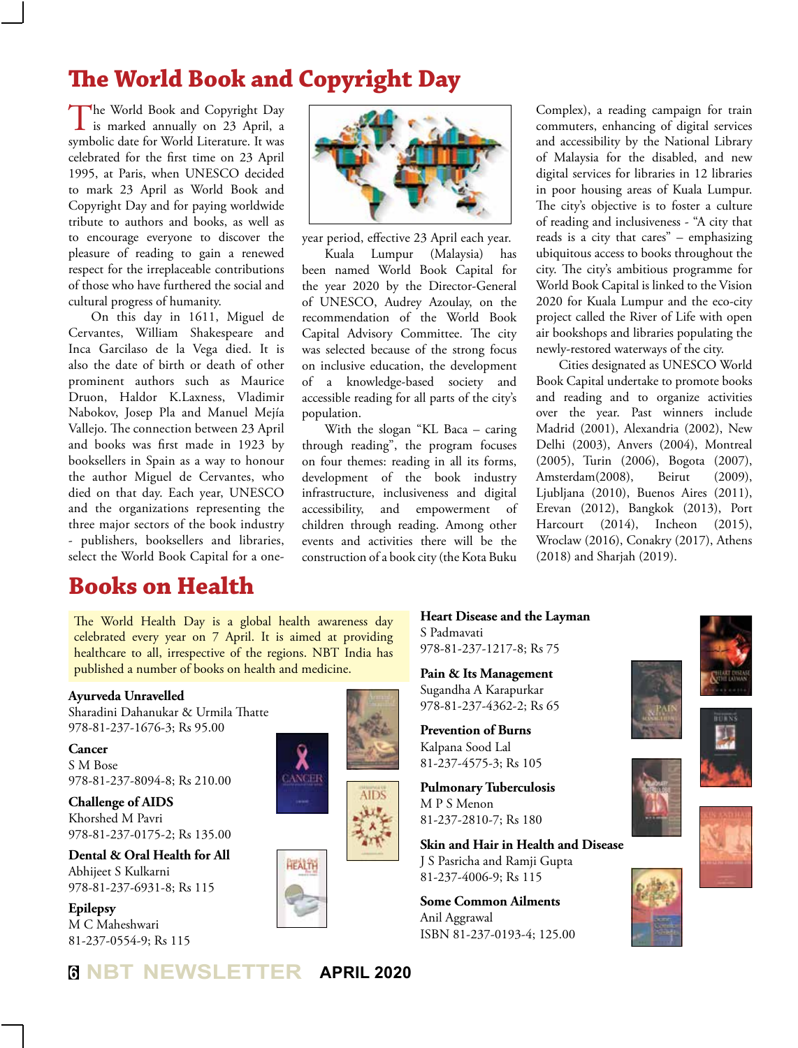# The World Book and Copyright Day

The World Book and Copyright Day is marked annually on 23 April, a symbolic date for World Literature. It was celebrated for the first time on 23 April 1995, at Paris, when UNESCO decided to mark 23 April as World Book and Copyright Day and for paying worldwide tribute to authors and books, as well as to encourage everyone to discover the pleasure of reading to gain a renewed respect for the irreplaceable contributions of those who have furthered the social and cultural progress of humanity.

On this day in 1611, Miguel de Cervantes, William Shakespeare and Inca Garcilaso de la Vega died. It is also the date of birth or death of other prominent authors such as Maurice Druon, Haldor K.Laxness, Vladimir Nabokov, Josep Pla and Manuel Mejía Vallejo. The connection between 23 April and books was first made in 1923 by booksellers in Spain as a way to honour the author Miguel de Cervantes, who died on that day. Each year, UNESCO and the organizations representing the three major sectors of the book industry - publishers, booksellers and libraries, select the World Book Capital for a one-year period, effective 23 April each year.

Kuala Lumpur (Malaysia) has been named World Book Capital for the year 2020 by the Director-General of UNESCO, Audrey Azoulay, on the recommendation of the World Book Capital Advisory Committee. The city was selected because of the strong focus on inclusive education, the development of a knowledge-based society and accessible reading for all parts of the city's population.

With the slogan "KL Baca – caring through reading", the program focuses on four themes: reading in all its forms, development of the book industry infrastructure, inclusiveness and digital accessibility, and empowerment of children through reading. Among other events and activities there will be the construction of a book city (the Kota Buku Complex), a reading campaign for train commuters, enhancing of digital services and accessibility by the National Library of Malaysia for the disabled, and new digital services for libraries in 12 libraries in poor housing areas of Kuala Lumpur. The city's objective is to foster a culture of reading and inclusiveness - "A city that reads is a city that cares" – emphasizing ubiquitous access to books throughout the city. The city's ambitious programme for World Book Capital is linked to the Vision 2020 for Kuala Lumpur and the eco-city project called the River of Life with open air bookshops and libraries populating the newly-restored waterways of the city.

Cities designated as UNESCO World Book Capital undertake to promote books and reading and to organize activities over the year. Past winners include Madrid (2001), Alexandria (2002), New Delhi (2003), Anvers (2004), Montreal (2005), Turin (2006), Bogota (2007), Amsterdam(2008), Beirut (2009), Ljubljana (2010), Buenos Aires (2011), Erevan (2012), Bangkok (2013), Port Harcourt (2014), Incheon (2015), Wroclaw (2016), Conakry (2017), Athens (2018) and Sharjah (2019).

# Books on Health

The World Health Day is a global health awareness day celebrated every year on 7 April. It is aimed at providing healthcare to all, irrespective of the regions. NBT India has published a number of books on health and medicine.

**Ayurveda Unravelled**
Sharadini Dahanukar & Urmila Thatte
978-81-237-1676-3; Rs 95.00

**Cancer**
S M Bose
978-81-237-8094-8; Rs 210.00

**Challenge of AIDS**
Khorshed M Pavri
978-81-237-0175-2; Rs 135.00

**Dental & Oral Health for All**
Abhijeet S Kulkarni
978-81-237-6931-8; Rs 115

**Epilepsy**
M C Maheshwari
81-237-0554-9; Rs 115

**Heart Disease and the Layman**
S Padmavati
978-81-237-1217-8; Rs 75

**Pain & Its Management**
Sugandha A Karapurkar
978-81-237-4362-2; Rs 65

**Prevention of Burns**
Kalpana Sood Lal
81-237-4575-3; Rs 105

**Pulmonary Tuberculosis**
M P S Menon
81-237-2810-7; Rs 180

**Skin and Hair in Health and Disease**
J S Pasricha and Ramji Gupta
81-237-4006-9; Rs 115

**Some Common Ailments**
Anil Aggrawal
ISBN 81-237-0193-4; 125.00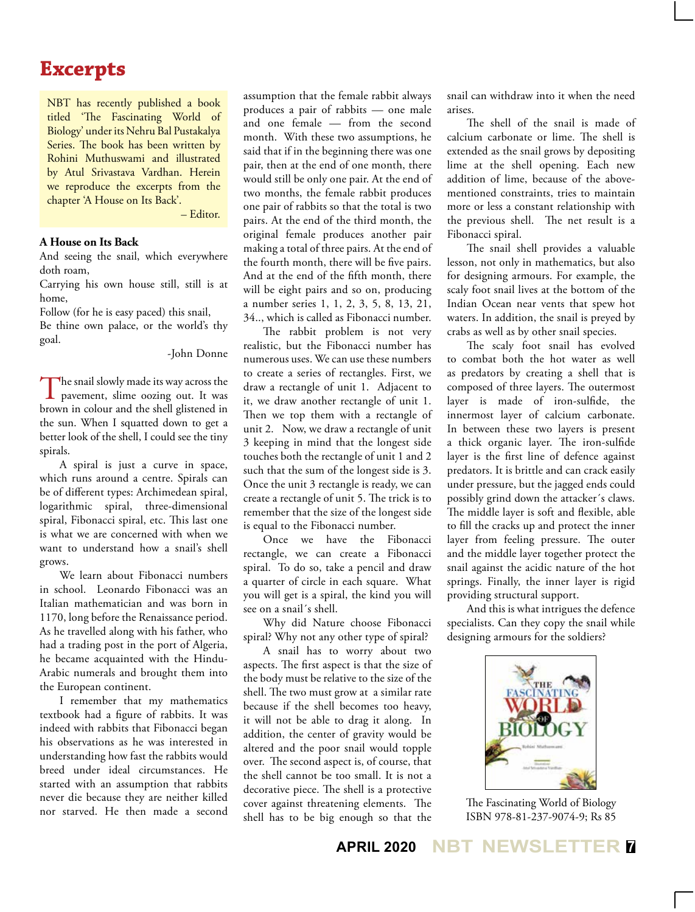# Excerpts

NBT has recently published a book titled 'The Fascinating World of Biology' under its Nehru Bal Pustakalya Series. The book has been written by Rohini Muthuswami and illustrated by Atul Srivastava Vardhan. Herein we reproduce the excerpts from the chapter 'A House on Its Back'.

– Editor.

### A House on Its Back

And seeing the snail, which everywhere doth roam,
Carrying his own house still, still is at home,
Follow (for he is easy paced) this snail,
Be thine own palace, or the world's thy goal.

-John Donne

The snail slowly made its way across the pavement, slime oozing out. It was brown in colour and the shell glistened in the sun. When I squatted down to get a better look of the shell, I could see the tiny spirals.

A spiral is just a curve in space, which runs around a centre. Spirals can be of different types: Archimedean spiral, logarithmic spiral, three-dimensional spiral, Fibonacci spiral, etc. This last one is what we are concerned with when we want to understand how a snail's shell grows.

We learn about Fibonacci numbers in school. Leonardo Fibonacci was an Italian mathematician and was born in 1170, long before the Renaissance period. As he travelled along with his father, who had a trading post in the port of Algeria, he became acquainted with the Hindu-Arabic numerals and brought them into the European continent.

I remember that my mathematics textbook had a figure of rabbits. It was indeed with rabbits that Fibonacci began his observations as he was interested in understanding how fast the rabbits would breed under ideal circumstances. He started with an assumption that rabbits never die because they are neither killed nor starved. He then made a second assumption that the female rabbit always produces a pair of rabbits — one male and one female — from the second month. With these two assumptions, he said that if in the beginning there was one pair, then at the end of one month, there would still be only one pair. At the end of two months, the female rabbit produces one pair of rabbits so that the total is two pairs. At the end of the third month, the original female produces another pair making a total of three pairs. At the end of the fourth month, there will be five pairs. And at the end of the fifth month, there will be eight pairs and so on, producing a number series 1, 1, 2, 3, 5, 8, 13, 21, 34.., which is called as Fibonacci number.

The rabbit problem is not very realistic, but the Fibonacci number has numerous uses. We can use these numbers to create a series of rectangles. First, we draw a rectangle of unit 1. Adjacent to it, we draw another rectangle of unit 1. Then we top them with a rectangle of unit 2. Now, we draw a rectangle of unit 3 keeping in mind that the longest side touches both the rectangle of unit 1 and 2 such that the sum of the longest side is 3. Once the unit 3 rectangle is ready, we can create a rectangle of unit 5. The trick is to remember that the size of the longest side is equal to the Fibonacci number.

Once we have the Fibonacci rectangle, we can create a Fibonacci spiral. To do so, take a pencil and draw a quarter of circle in each square. What you will get is a spiral, the kind you will see on a snail´s shell.

Why did Nature choose Fibonacci spiral? Why not any other type of spiral?

A snail has to worry about two aspects. The first aspect is that the size of the body must be relative to the size of the shell. The two must grow at a similar rate because if the shell becomes too heavy, it will not be able to drag it along. In addition, the center of gravity would be altered and the poor snail would topple over. The second aspect is, of course, that the shell cannot be too small. It is not a decorative piece. The shell is a protective cover against threatening elements. The shell has to be big enough so that the snail can withdraw into it when the need arises.

The shell of the snail is made of calcium carbonate or lime. The shell is extended as the snail grows by depositing lime at the shell opening. Each new addition of lime, because of the above-mentioned constraints, tries to maintain more or less a constant relationship with the previous shell. The net result is a Fibonacci spiral.

The snail shell provides a valuable lesson, not only in mathematics, but also for designing armours. For example, the scaly foot snail lives at the bottom of the Indian Ocean near vents that spew hot waters. In addition, the snail is preyed by crabs as well as by other snail species.

The scaly foot snail has evolved to combat both the hot water as well as predators by creating a shell that is composed of three layers. The outermost layer is made of iron-sulfide, the innermost layer of calcium carbonate. In between these two layers is present a thick organic layer. The iron-sulfide layer is the first line of defence against predators. It is brittle and can crack easily under pressure, but the jagged ends could possibly grind down the attacker´s claws. The middle layer is soft and flexible, able to fill the cracks up and protect the inner layer from feeling pressure. The outer and the middle layer together protect the snail against the acidic nature of the hot springs. Finally, the inner layer is rigid providing structural support.

And this is what intrigues the defence specialists. Can they copy the snail while designing armours for the soldiers?

The Fascinating World of Biology
ISBN 978-81-237-9074-9; Rs 85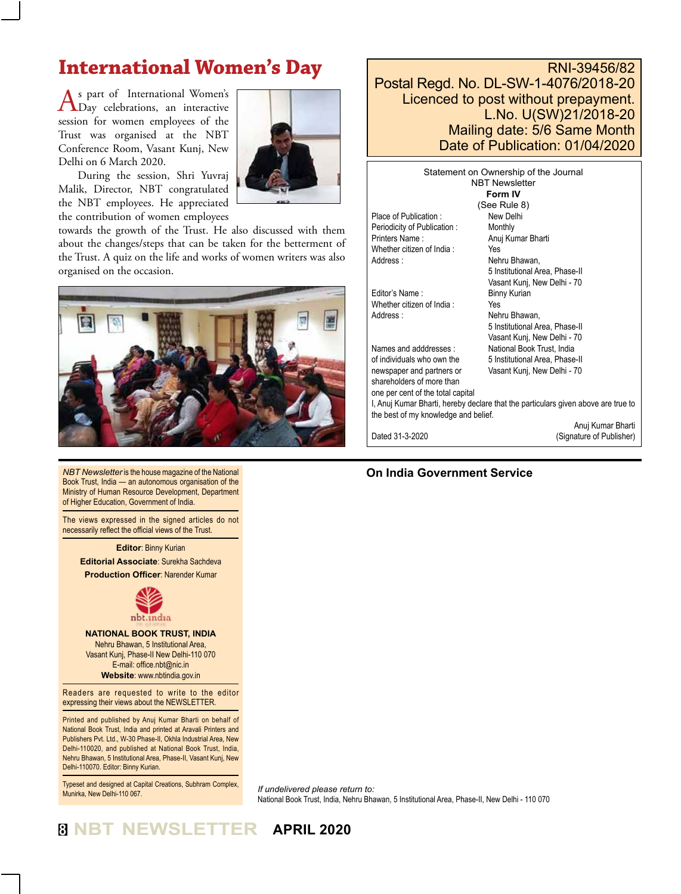# International Women's Day

As part of International Women's Day celebrations, an interactive session for women employees of the Trust was organised at the NBT Conference Room, Vasant Kunj, New Delhi on 6 March 2020.

During the session, Shri Yuvraj Malik, Director, NBT congratulated the NBT employees. He appreciated the contribution of women employees towards the growth of the Trust. He also discussed with them about the changes/steps that can be taken for the betterment of the Trust. A quiz on the life and works of women writers was also organised on the occasion.

RNI-39456/82
Postal Regd. No. DL-SW-1-4076/2018-20
Licenced to post without prepayment.
L.No. U(SW)21/2018-20
Mailing date: 5/6 Same Month
Date of Publication: 01/04/2020

Statement on Ownership of the Journal
NBT Newsletter
**Form IV**
(See Rule 8)

| | |
|---|---|
| Place of Publication : | New Delhi |
| Periodicity of Publication : | Monthly |
| Printers Name : | Anuj Kumar Bharti |
| Whether citizen of India : | Yes |
| Address : | Nehru Bhawan, 5 Institutional Area, Phase-II Vasant Kunj, New Delhi - 70 |
| Editor's Name : | Binny Kurian |
| Whether citizen of India : | Yes |
| Address : | Nehru Bhawan, 5 Institutional Area, Phase-II Vasant Kunj, New Delhi - 70 |
| Names and adddresses : of individuals who own the newspaper and partners or shareholders of more than one per cent of the total capital | National Book Trust, India 5 Institutional Area, Phase-II Vasant Kunj, New Delhi - 70 |

I, Anuj Kumar Bharti, hereby declare that the particulars given above are true to the best of my knowledge and belief.

Anuj Kumar Bharti
(Signature of Publisher)

Dated 31-3-2020

*NBT Newsletter* is the house magazine of the National Book Trust, India — an autonomous organisation of the Ministry of Human Resource Development, Department of Higher Education, Government of India.

The views expressed in the signed articles do not necessarily reflect the official views of the Trust.

**Editor**: Binny Kurian
**Editorial Associate**: Surekha Sachdeva
**Production Officer**: Narender Kumar

**NATIONAL BOOK TRUST, INDIA**
Nehru Bhawan, 5 Institutional Area,
Vasant Kunj, Phase-II New Delhi-110 070
E-mail: office.nbt@nic.in
**Website**: www.nbtindia.gov.in

Readers are requested to write to the editor expressing their views about the NEWSLETTER.

Printed and published by Anuj Kumar Bharti on behalf of National Book Trust, India and printed at Aravali Printers and Publishers Pvt. Ltd., W-30 Phase-II, Okhla Industrial Area, New Delhi-110020, and published at National Book Trust, India, Nehru Bhawan, 5 Institutional Area, Phase-II, Vasant Kunj, New Delhi-110070. Editor: Binny Kurian.

Typeset and designed at Capital Creations, Subhram Complex, Munirka, New Delhi-110 067.

**On India Government Service**

*If undelivered please return to:*
National Book Trust, India, Nehru Bhawan, 5 Institutional Area, Phase-II, New Delhi - 110 070